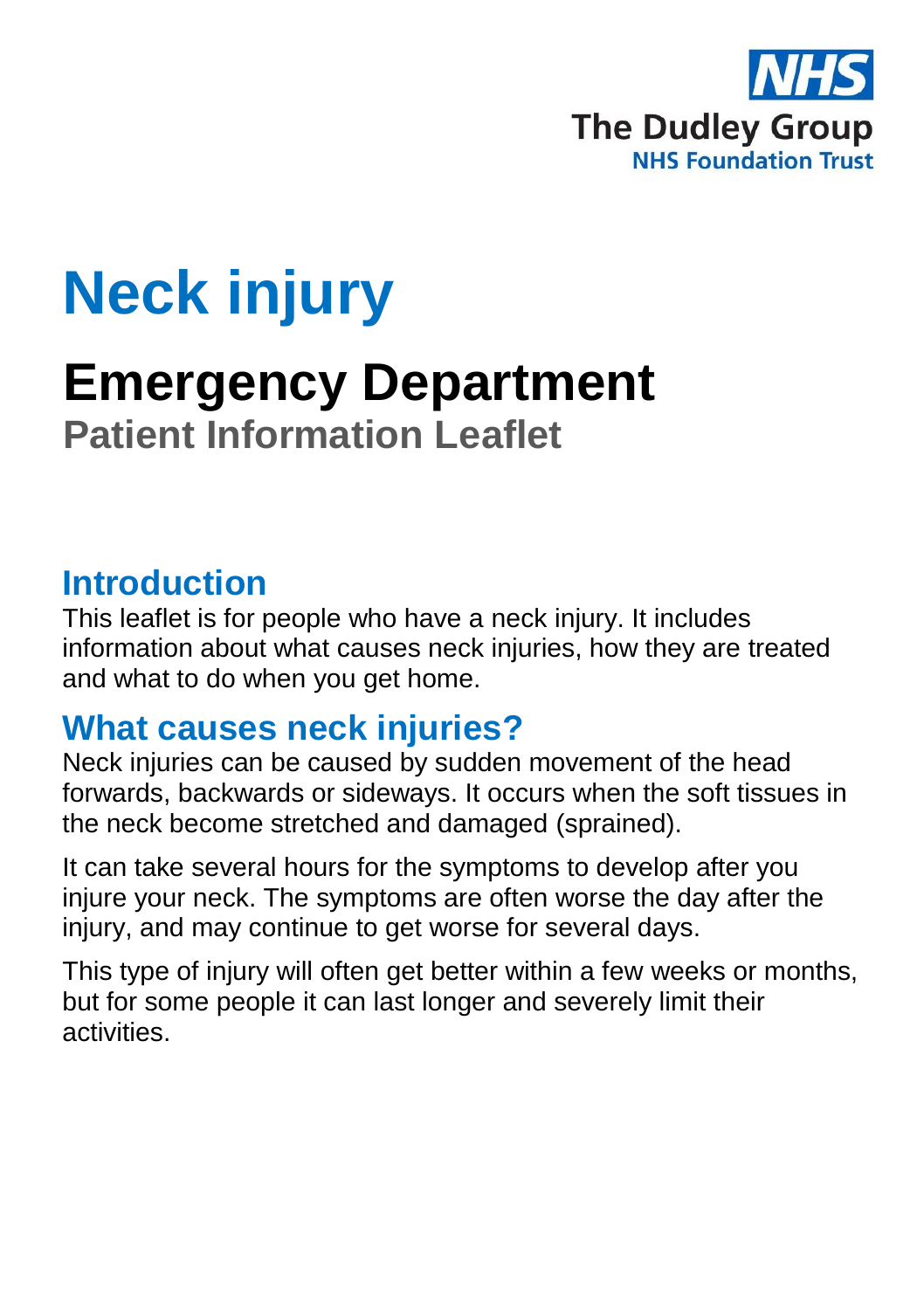NHS
The Dudley Group
NHS Foundation Trust

# Neck injury

## Emergency Department

**Patient Information Leaflet**

## Introduction

This leaflet is for people who have a neck injury. It includes information about what causes neck injuries, how they are treated and what to do when you get home.

## What causes neck injuries?

Neck injuries can be caused by sudden movement of the head forwards, backwards or sideways. It occurs when the soft tissues in the neck become stretched and damaged (sprained).

It can take several hours for the symptoms to develop after you injure your neck. The symptoms are often worse the day after the injury, and may continue to get worse for several days.

This type of injury will often get better within a few weeks or months, but for some people it can last longer and severely limit their activities.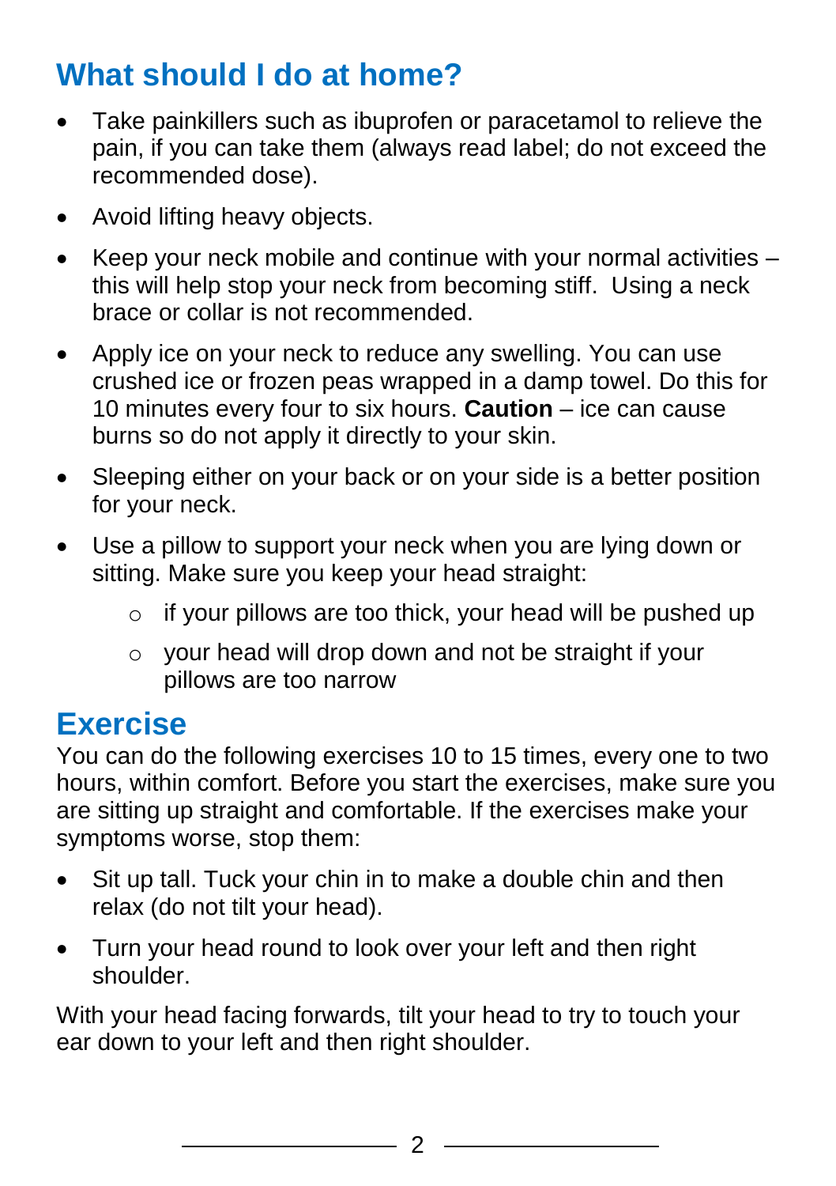## What should I do at home?

- Take painkillers such as ibuprofen or paracetamol to relieve the pain, if you can take them (always read label; do not exceed the recommended dose).
- Avoid lifting heavy objects.
- Keep your neck mobile and continue with your normal activities – this will help stop your neck from becoming stiff. Using a neck brace or collar is not recommended.
- Apply ice on your neck to reduce any swelling. You can use crushed ice or frozen peas wrapped in a damp towel. Do this for 10 minutes every four to six hours. **Caution** – ice can cause burns so do not apply it directly to your skin.
- Sleeping either on your back or on your side is a better position for your neck.
- Use a pillow to support your neck when you are lying down or sitting. Make sure you keep your head straight:
    - if your pillows are too thick, your head will be pushed up
    - your head will drop down and not be straight if your pillows are too narrow

## Exercise

You can do the following exercises 10 to 15 times, every one to two hours, within comfort. Before you start the exercises, make sure you are sitting up straight and comfortable. If the exercises make your symptoms worse, stop them:

- Sit up tall. Tuck your chin in to make a double chin and then relax (do not tilt your head).
- Turn your head round to look over your left and then right shoulder.

With your head facing forwards, tilt your head to try to touch your ear down to your left and then right shoulder.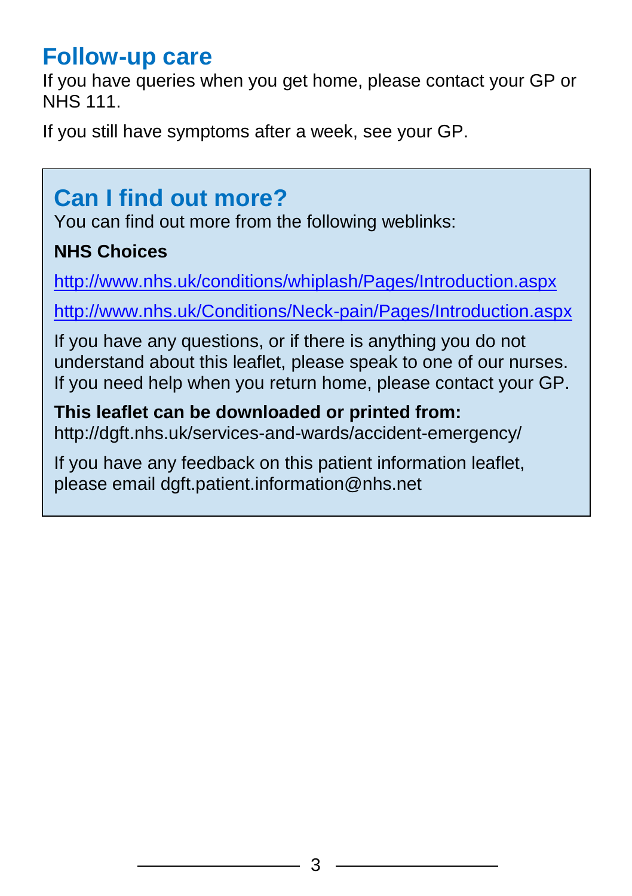## Follow-up care

If you have queries when you get home, please contact your GP or NHS 111.

If you still have symptoms after a week, see your GP.

## Can I find out more?

You can find out more from the following weblinks:

**NHS Choices**

http://www.nhs.uk/conditions/whiplash/Pages/Introduction.aspx

http://www.nhs.uk/Conditions/Neck-pain/Pages/Introduction.aspx

If you have any questions, or if there is anything you do not understand about this leaflet, please speak to one of our nurses. If you need help when you return home, please contact your GP.

**This leaflet can be downloaded or printed from:**
http://dgft.nhs.uk/services-and-wards/accident-emergency/

If you have any feedback on this patient information leaflet, please email dgft.patient.information@nhs.net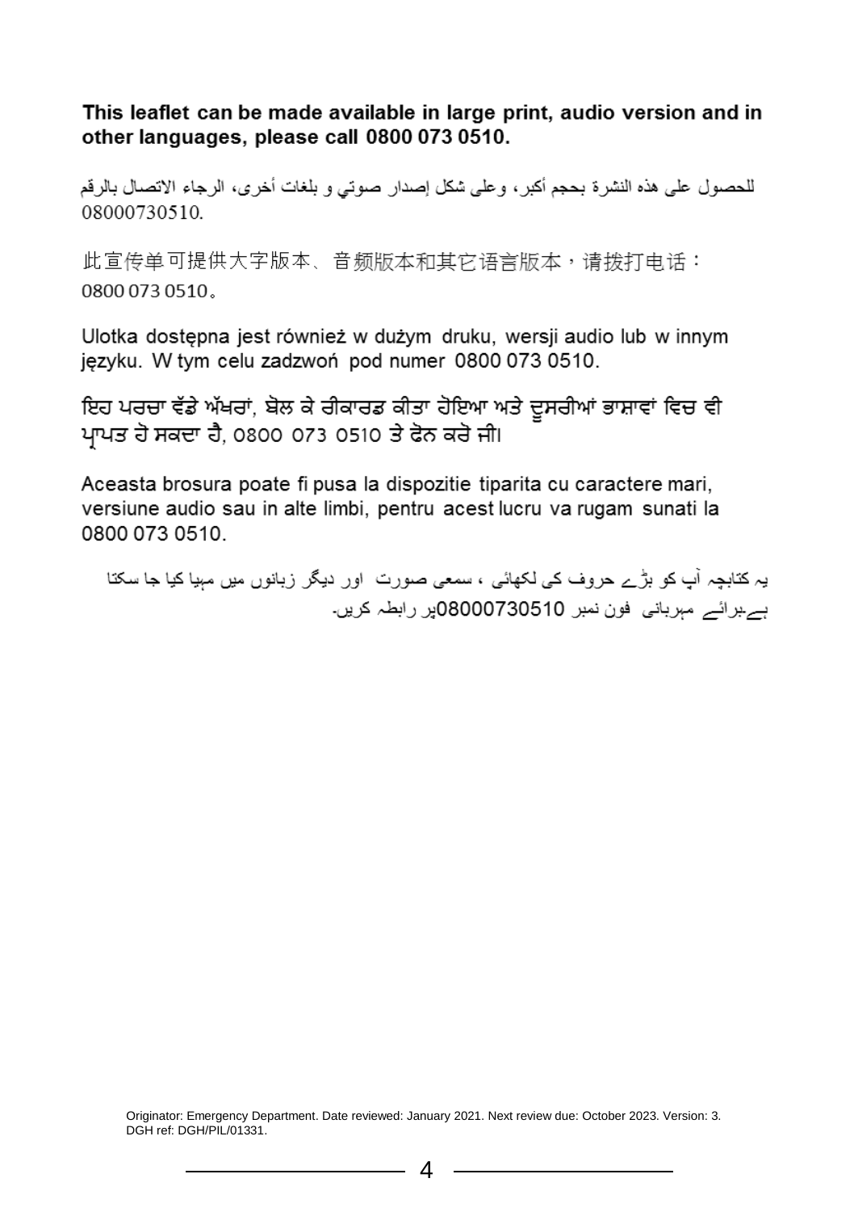**This leaflet can be made available in large print, audio version and in other languages, please call 0800 073 0510.**

للحصول على هذه النشرة بحجم أكبر، وعلى شكل إصدار صوتي و بلغات أخرى، الرجاء الاتصال بالرقم 08000730510.

此宣传单可提供大字版本、音频版本和其它语言版本，请拨打电话：0800 073 0510。

Ulotka dostępna jest również w dużym druku, wersji audio lub w innym języku. W tym celu zadzwoń pod numer 0800 073 0510.

ਇਹ ਪਰਚਾ ਵੱਡੇ ਅੱਖਰਾਂ, ਬੋਲ ਕੇ ਰੀਕਾਰਡ ਕੀਤਾ ਹੋਇਆ ਅਤੇ ਦੂਸਰੀਆਂ ਭਾਸ਼ਾਵਾਂ ਵਿਚ ਵੀ ਪ੍ਰਾਪਤ ਹੋ ਸਕਦਾ ਹੈ, 0800 073 0510 ਤੇ ਫੋਨ ਕਰੋ ਜੀ।

Aceasta brosura poate fi pusa la dispozitie tiparita cu caractere mari, versiune audio sau in alte limbi, pentru acest lucru va rugam sunati la 0800 073 0510.

یہ کتابچہ آپ کو بڑے حروف کی لکھائی ، سمعی صورت اور دیگر زبانوں میں مہیا کیا جا سکتا ہے۔برائے مہربانی فون نمبر 08000730510پر رابطہ کریں۔

Originator: Emergency Department. Date reviewed: January 2021. Next review due: October 2023. Version: 3. DGH ref: DGH/PIL/01331.